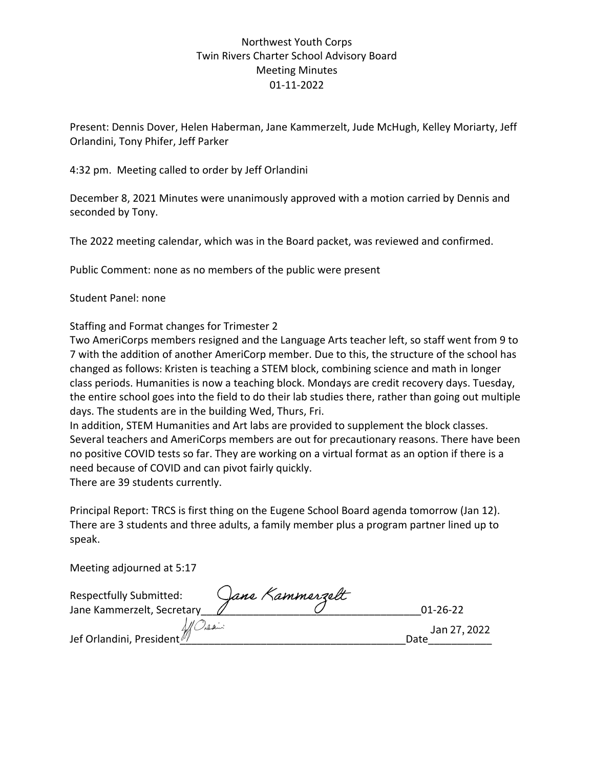Northwest Youth Corps
Twin Rivers Charter School Advisory Board
Meeting Minutes
01-11-2022

Present: Dennis Dover, Helen Haberman, Jane Kammerzelt, Jude McHugh, Kelley Moriarty, Jeff Orlandini, Tony Phifer, Jeff Parker

4:32 pm. Meeting called to order by Jeff Orlandini

December 8, 2021 Minutes were unanimously approved with a motion carried by Dennis and seconded by Tony.

The 2022 meeting calendar, which was in the Board packet, was reviewed and confirmed.

Public Comment: none as no members of the public were present

Student Panel: none

Staffing and Format changes for Trimester 2

Two AmeriCorps members resigned and the Language Arts teacher left, so staff went from 9 to 7 with the addition of another AmeriCorp member. Due to this, the structure of the school has changed as follows: Kristen is teaching a STEM block, combining science and math in longer class periods. Humanities is now a teaching block. Mondays are credit recovery days. Tuesday, the entire school goes into the field to do their lab studies there, rather than going out multiple days. The students are in the building Wed, Thurs, Fri.

In addition, STEM Humanities and Art labs are provided to supplement the block classes. Several teachers and AmeriCorps members are out for precautionary reasons. There have been no positive COVID tests so far. They are working on a virtual format as an option if there is a need because of COVID and can pivot fairly quickly.

There are 39 students currently.

Principal Report: TRCS is first thing on the Eugene School Board agenda tomorrow (Jan 12). There are 3 students and three adults, a family member plus a program partner lined up to speak.

Meeting adjourned at 5:17

Respectfully Submitted:
Jane Kammerzelt, Secretary *Jane Kammerzelt* 01-26-22

Jef Orlandini, President *Jeff Orlandini* Date Jan 27, 2022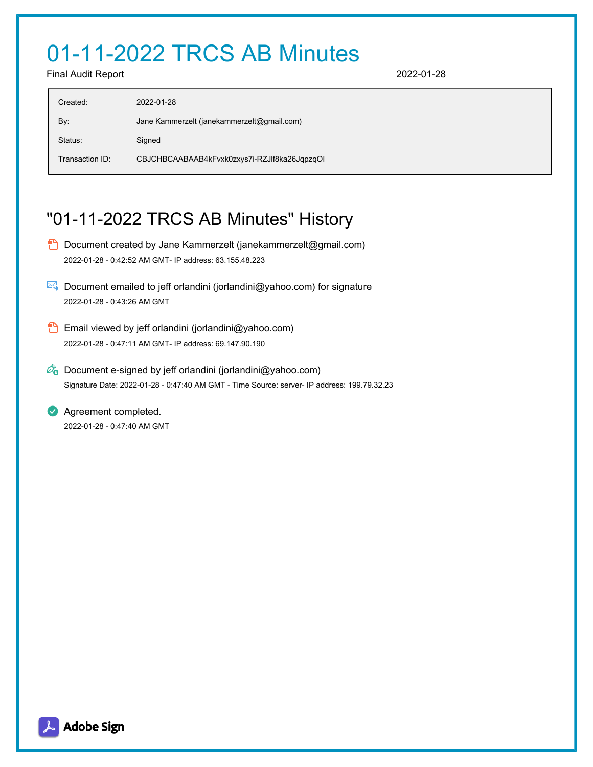# 01-11-2022 TRCS AB Minutes

Final Audit Report 2022-01-28

| | |
|---|---|
| Created: | 2022-01-28 |
| By: | Jane Kammerzelt (janekammerzelt@gmail.com) |
| Status: | Signed |
| Transaction ID: | CBJCHBCAABAAB4kFvxk0zxys7i-RZJlf8ka26JqpzqOI |

## "01-11-2022 TRCS AB Minutes" History

- Document created by Jane Kammerzelt (janekammerzelt@gmail.com)
  2022-01-28 - 0:42:52 AM GMT- IP address: 63.155.48.223

- Document emailed to jeff orlandini (jorlandini@yahoo.com) for signature
  2022-01-28 - 0:43:26 AM GMT

- Email viewed by jeff orlandini (jorlandini@yahoo.com)
  2022-01-28 - 0:47:11 AM GMT- IP address: 69.147.90.190

- Document e-signed by jeff orlandini (jorlandini@yahoo.com)
  Signature Date: 2022-01-28 - 0:47:40 AM GMT - Time Source: server- IP address: 199.79.32.23

- Agreement completed.
  2022-01-28 - 0:47:40 AM GMT

Adobe Sign